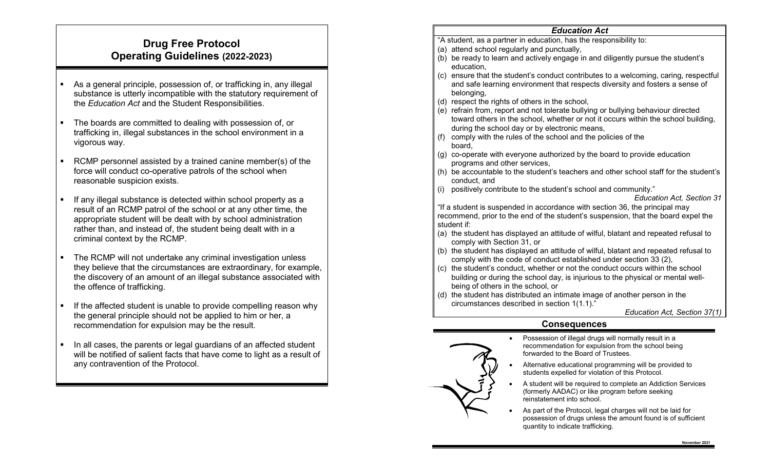# Drug Free Protocol
## Operating Guidelines (2022-2023)

- As a general principle, possession of, or trafficking in, any illegal substance is utterly incompatible with the statutory requirement of the *Education Act* and the Student Responsibilities.
- The boards are committed to dealing with possession of, or trafficking in, illegal substances in the school environment in a vigorous way.
- RCMP personnel assisted by a trained canine member(s) of the force will conduct co-operative patrols of the school when reasonable suspicion exists.
- If any illegal substance is detected within school property as a result of an RCMP patrol of the school or at any other time, the appropriate student will be dealt with by school administration rather than, and instead of, the student being dealt with in a criminal context by the RCMP.
- The RCMP will not undertake any criminal investigation unless they believe that the circumstances are extraordinary, for example, the discovery of an amount of an illegal substance associated with the offence of trafficking.
- If the affected student is unable to provide compelling reason why the general principle should not be applied to him or her, a recommendation for expulsion may be the result.
- In all cases, the parents or legal guardians of an affected student will be notified of salient facts that have come to light as a result of any contravention of the Protocol.

### *Education Act*

"A student, as a partner in education, has the responsibility to:

(a) attend school regularly and punctually,
(b) be ready to learn and actively engage in and diligently pursue the student's education,
(c) ensure that the student's conduct contributes to a welcoming, caring, respectful and safe learning environment that respects diversity and fosters a sense of belonging,
(d) respect the rights of others in the school,
(e) refrain from, report and not tolerate bullying or bullying behaviour directed toward others in the school, whether or not it occurs within the school building, during the school day or by electronic means,
(f) comply with the rules of the school and the policies of the board,
(g) co-operate with everyone authorized by the board to provide education programs and other services,
(h) be accountable to the student's teachers and other school staff for the student's conduct, and
(i) positively contribute to the student's school and community."

*Education Act, Section 31*

"If a student is suspended in accordance with section 36, the principal may recommend, prior to the end of the student's suspension, that the board expel the student if:

(a) the student has displayed an attitude of wilful, blatant and repeated refusal to comply with Section 31, or
(b) the student has displayed an attitude of wilful, blatant and repeated refusal to comply with the code of conduct established under section 33 (2),
(c) the student's conduct, whether or not the conduct occurs within the school building or during the school day, is injurious to the physical or mental well-being of others in the school, or
(d) the student has distributed an intimate image of another person in the circumstances described in section 1(1.1)."

*Education Act, Section 37(1)*

### Consequences

- Possession of illegal drugs will normally result in a recommendation for expulsion from the school being forwarded to the Board of Trustees.
- Alternative educational programming will be provided to students expelled for violation of this Protocol.
- A student will be required to complete an Addiction Services (formerly AADAC) or like program before seeking reinstatement into school.
- As part of the Protocol, legal charges will not be laid for possession of drugs unless the amount found is of sufficient quantity to indicate trafficking.

November 2021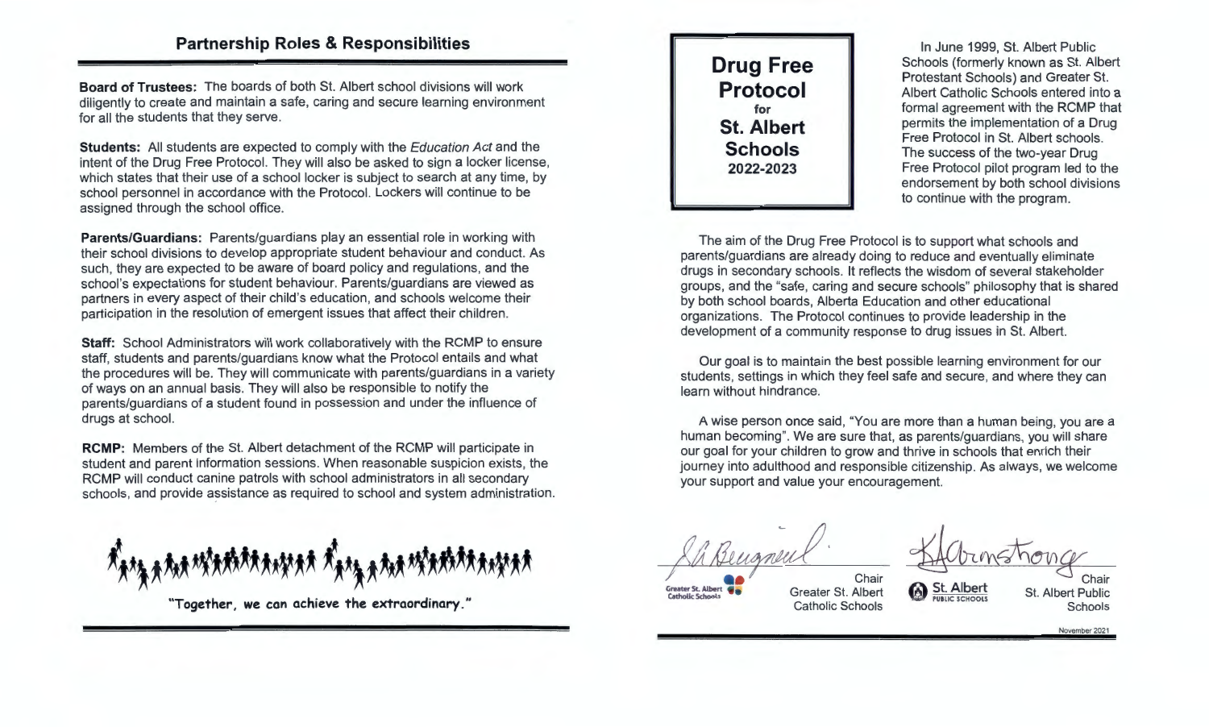## Partnership Roles & Responsibilities

**Board of Trustees:** The boards of both St. Albert school divisions will work diligently to create and maintain a safe, caring and secure learning environment for all the students that they serve.

**Students:** All students are expected to comply with the *Education Act* and the intent of the Drug Free Protocol. They will also be asked to sign a locker license, which states that their use of a school locker is subject to search at any time, by school personnel in accordance with the Protocol. Lockers will continue to be assigned through the school office.

**Parents/Guardians:** Parents/guardians play an essential role in working with their school divisions to develop appropriate student behaviour and conduct. As such, they are expected to be aware of board policy and regulations, and the school's expectations for student behaviour. Parents/guardians are viewed as partners in every aspect of their child's education, and schools welcome their participation in the resolution of emergent issues that affect their children.

**Staff:** School Administrators will work collaboratively with the RCMP to ensure staff, students and parents/guardians know what the Protocol entails and what the procedures will be. They will communicate with parents/guardians in a variety of ways on an annual basis. They will also be responsible to notify the parents/guardians of a student found in possession and under the influence of drugs at school.

**RCMP:** Members of the St. Albert detachment of the RCMP will participate in student and parent information sessions. When reasonable suspicion exists, the RCMP will conduct canine patrols with school administrators in all secondary schools, and provide assistance as required to school and system administration.

**"Together, we can achieve the extraordinary."**

# Drug Free Protocol for St. Albert Schools 2022-2023

In June 1999, St. Albert Public Schools (formerly known as St. Albert Protestant Schools) and Greater St. Albert Catholic Schools entered into a formal agreement with the RCMP that permits the implementation of a Drug Free Protocol in St. Albert schools. The success of the two-year Drug Free Protocol pilot program led to the endorsement by both school divisions to continue with the program.

The aim of the Drug Free Protocol is to support what schools and parents/guardians are already doing to reduce and eventually eliminate drugs in secondary schools. It reflects the wisdom of several stakeholder groups, and the "safe, caring and secure schools" philosophy that is shared by both school boards, Alberta Education and other educational organizations. The Protocol continues to provide leadership in the development of a community response to drug issues in St. Albert.

Our goal is to maintain the best possible learning environment for our students, settings in which they feel safe and secure, and where they can learn without hindrance.

A wise person once said, "You are more than a human being, you are a human becoming". We are sure that, as parents/guardians, you will share our goal for your children to grow and thrive in schools that enrich their journey into adulthood and responsible citizenship. As always, we welcome your support and value your encouragement.

Chair
Greater St. Albert Catholic Schools

Chair
St. Albert Public Schools

November 2021